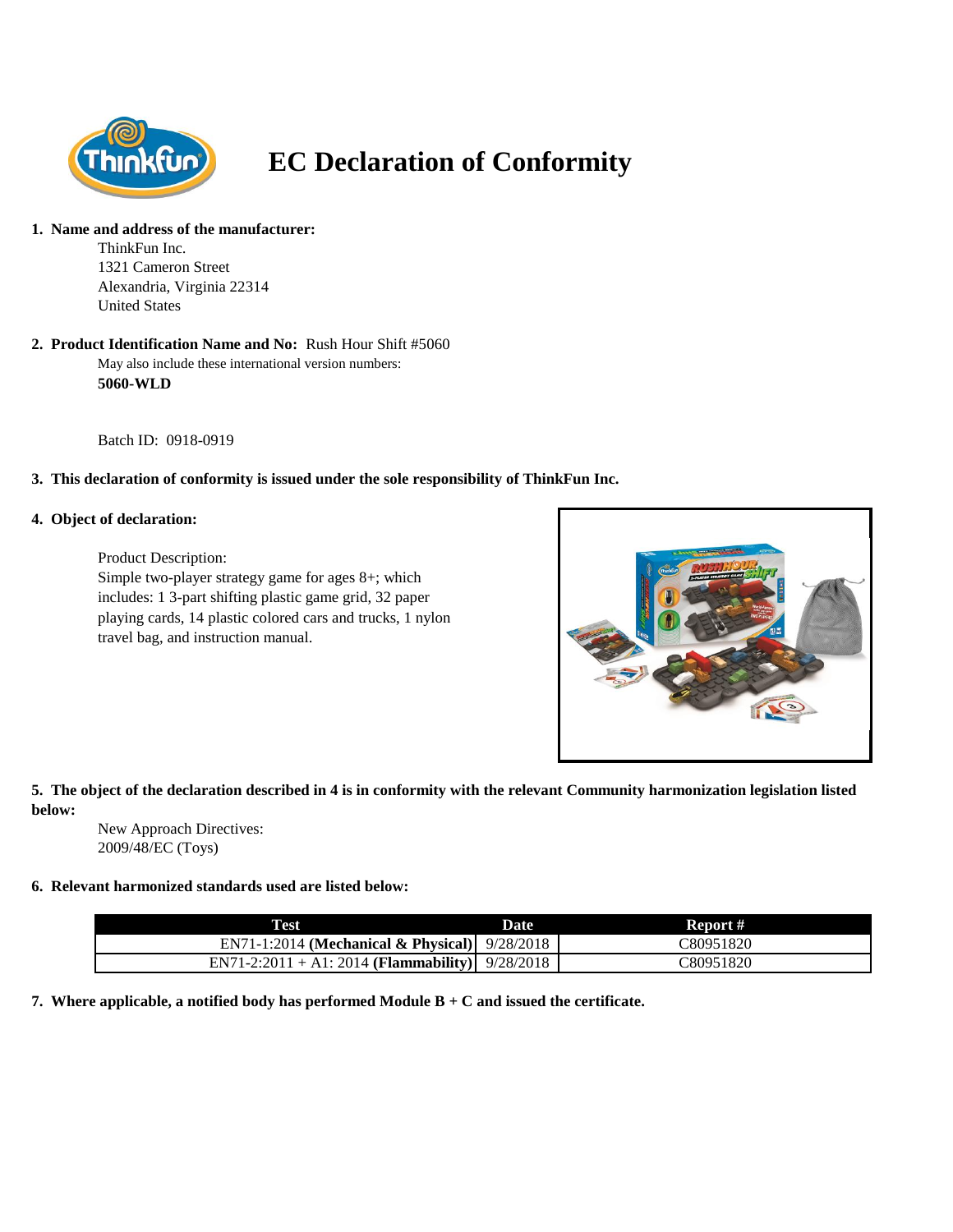# EC Declaration of Conformity

1. **Name and address of the manufacturer:**

   ThinkFun Inc.
   1321 Cameron Street
   Alexandria, Virginia 22314
   United States

2. **Product Identification Name and No:** Rush Hour Shift #5060

   May also include these international version numbers:
   **5060-WLD**

   Batch ID: 0918-0919

3. **This declaration of conformity is issued under the sole responsibility of ThinkFun Inc.**

4. **Object of declaration:**

   Product Description:
   Simple two-player strategy game for ages 8+; which includes: 1 3-part shifting plastic game grid, 32 paper playing cards, 14 plastic colored cars and trucks, 1 nylon travel bag, and instruction manual.

5. **The object of the declaration described in 4 is in conformity with the relevant Community harmonization legislation listed below:**

   New Approach Directives:
   2009/48/EC (Toys)

6. **Relevant harmonized standards used are listed below:**

| Test | Date | Report # |
|---|---|---|
| EN71-1:2014 **(Mechanical & Physical)** | 9/28/2018 | C80951820 |
| EN71-2:2011 + A1: 2014 **(Flammability)** | 9/28/2018 | C80951820 |

7. **Where applicable, a notified body has performed Module B + C and issued the certificate.**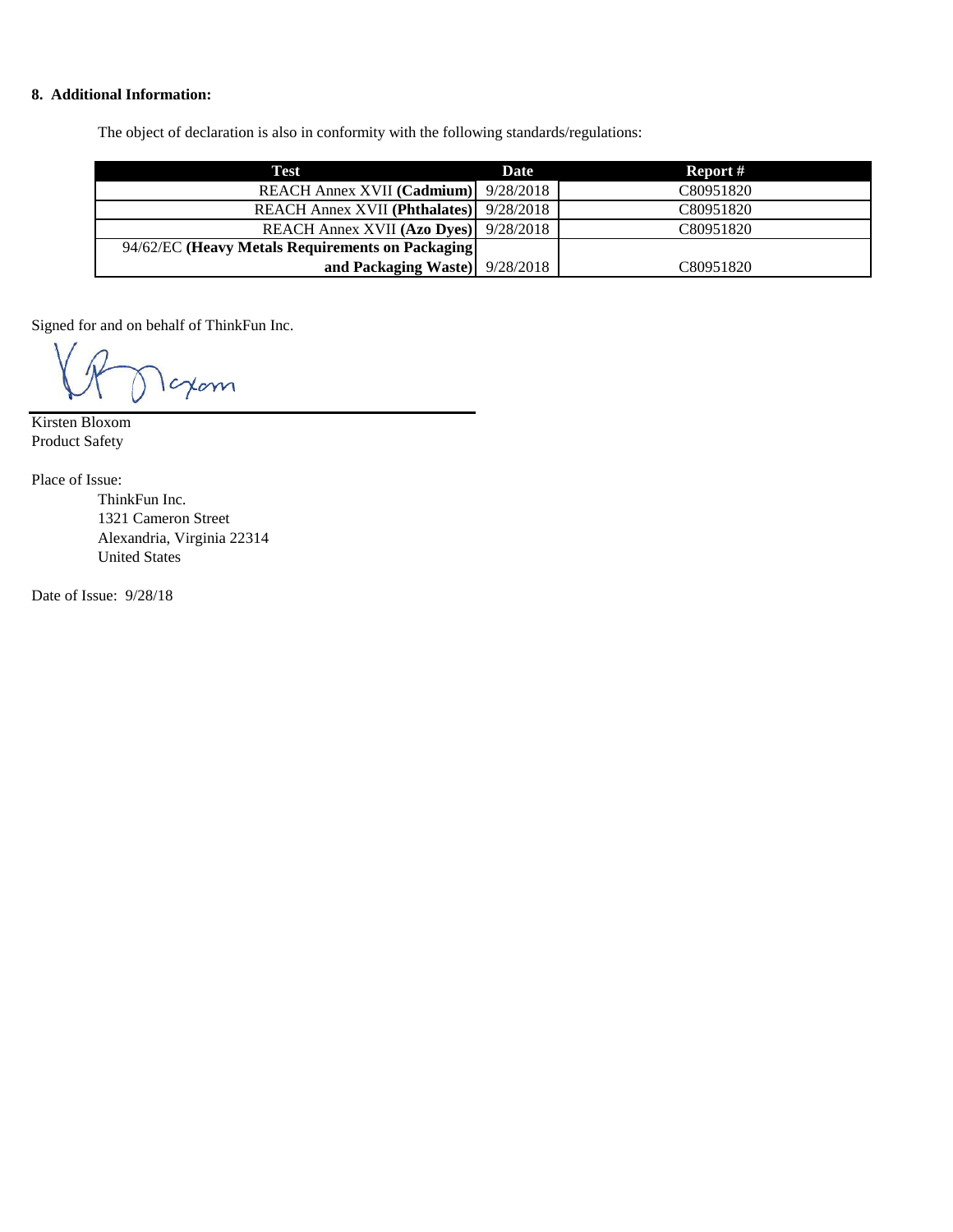**8. Additional Information:**

The object of declaration is also in conformity with the following standards/regulations:

| Test | Date | Report # |
|---|---|---|
| REACH Annex XVII **(Cadmium)** | 9/28/2018 | C80951820 |
| REACH Annex XVII **(Phthalates)** | 9/28/2018 | C80951820 |
| REACH Annex XVII **(Azo Dyes)** | 9/28/2018 | C80951820 |
| 94/62/EC **(Heavy Metals Requirements on Packaging and Packaging Waste)** | 9/28/2018 | C80951820 |

Signed for and on behalf of ThinkFun Inc.

Kirsten Bloxom
Product Safety

Place of Issue:

ThinkFun Inc.
1321 Cameron Street
Alexandria, Virginia 22314
United States

Date of Issue: 9/28/18